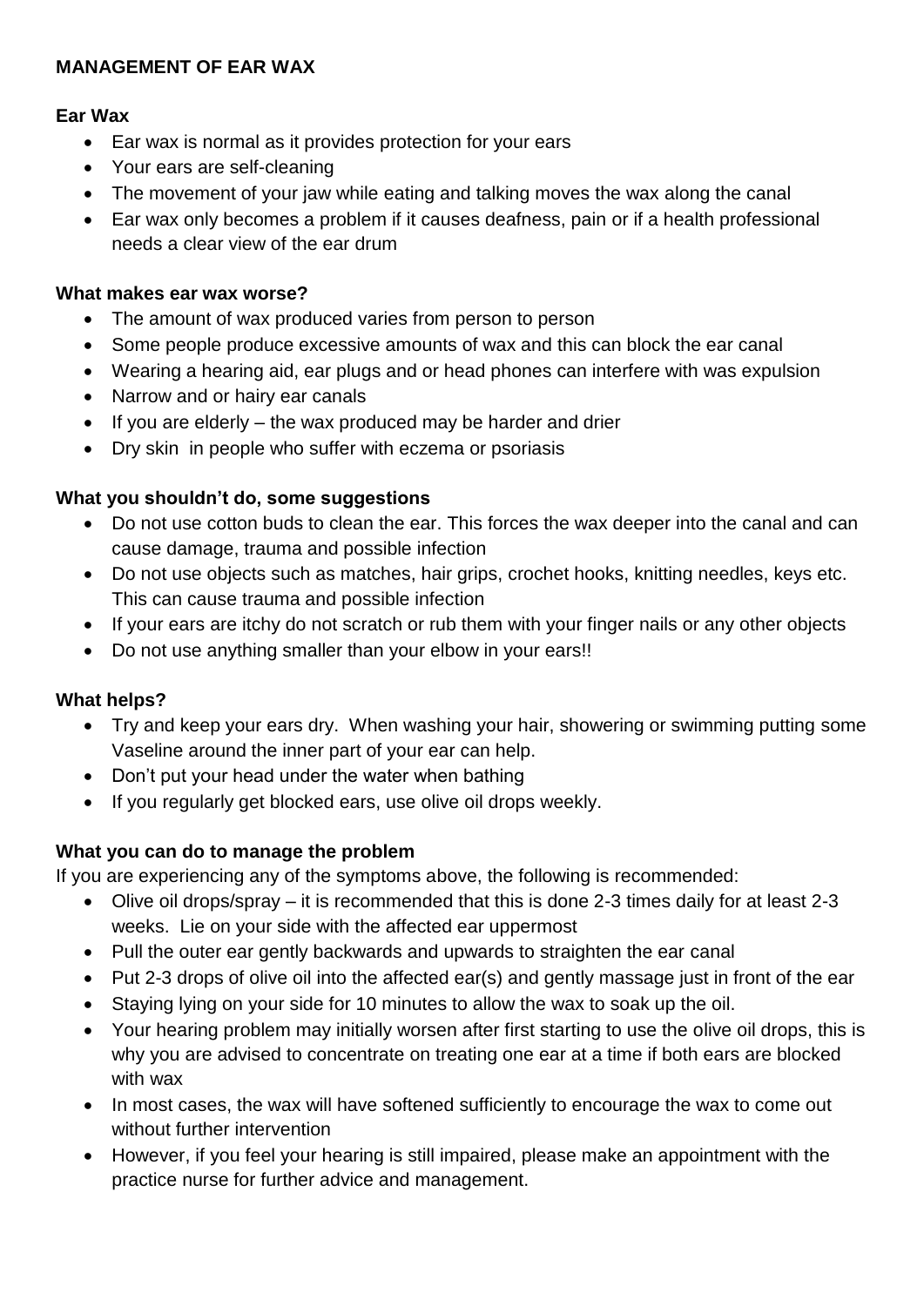# MANAGEMENT OF EAR WAX

## Ear Wax

- Ear wax is normal as it provides protection for your ears
- Your ears are self-cleaning
- The movement of your jaw while eating and talking moves the wax along the canal
- Ear wax only becomes a problem if it causes deafness, pain or if a health professional needs a clear view of the ear drum

## What makes ear wax worse?

- The amount of wax produced varies from person to person
- Some people produce excessive amounts of wax and this can block the ear canal
- Wearing a hearing aid, ear plugs and or head phones can interfere with was expulsion
- Narrow and or hairy ear canals
- If you are elderly – the wax produced may be harder and drier
- Dry skin in people who suffer with eczema or psoriasis

## What you shouldn't do, some suggestions

- Do not use cotton buds to clean the ear. This forces the wax deeper into the canal and can cause damage, trauma and possible infection
- Do not use objects such as matches, hair grips, crochet hooks, knitting needles, keys etc. This can cause trauma and possible infection
- If your ears are itchy do not scratch or rub them with your finger nails or any other objects
- Do not use anything smaller than your elbow in your ears!!

## What helps?

- Try and keep your ears dry. When washing your hair, showering or swimming putting some Vaseline around the inner part of your ear can help.
- Don't put your head under the water when bathing
- If you regularly get blocked ears, use olive oil drops weekly.

## What you can do to manage the problem

If you are experiencing any of the symptoms above, the following is recommended:

- Olive oil drops/spray – it is recommended that this is done 2-3 times daily for at least 2-3 weeks. Lie on your side with the affected ear uppermost
- Pull the outer ear gently backwards and upwards to straighten the ear canal
- Put 2-3 drops of olive oil into the affected ear(s) and gently massage just in front of the ear
- Staying lying on your side for 10 minutes to allow the wax to soak up the oil.
- Your hearing problem may initially worsen after first starting to use the olive oil drops, this is why you are advised to concentrate on treating one ear at a time if both ears are blocked with wax
- In most cases, the wax will have softened sufficiently to encourage the wax to come out without further intervention
- However, if you feel your hearing is still impaired, please make an appointment with the practice nurse for further advice and management.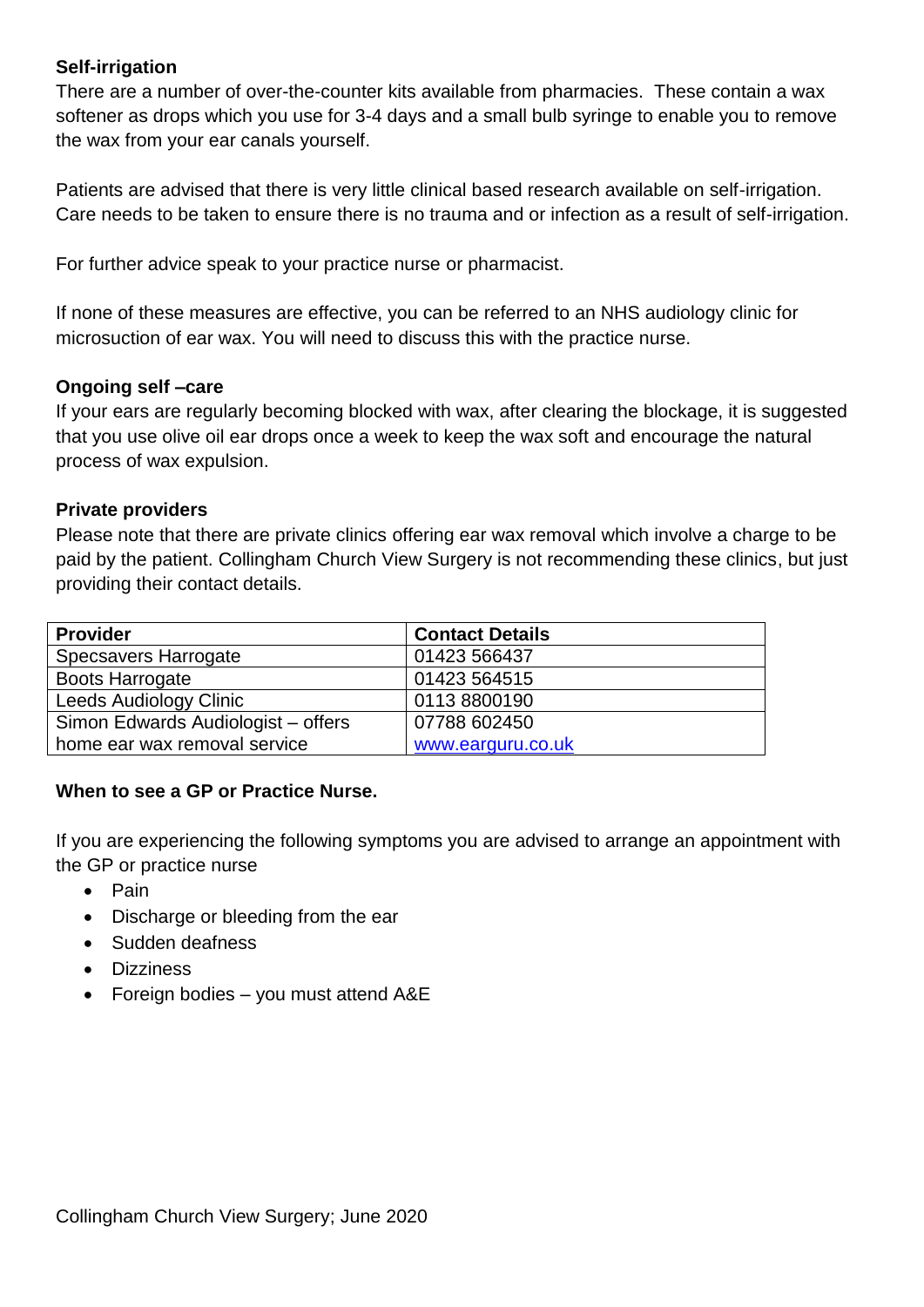**Self-irrigation**

There are a number of over-the-counter kits available from pharmacies. These contain a wax softener as drops which you use for 3-4 days and a small bulb syringe to enable you to remove the wax from your ear canals yourself.

Patients are advised that there is very little clinical based research available on self-irrigation. Care needs to be taken to ensure there is no trauma and or infection as a result of self-irrigation.

For further advice speak to your practice nurse or pharmacist.

If none of these measures are effective, you can be referred to an NHS audiology clinic for microsuction of ear wax. You will need to discuss this with the practice nurse.

**Ongoing self –care**

If your ears are regularly becoming blocked with wax, after clearing the blockage, it is suggested that you use olive oil ear drops once a week to keep the wax soft and encourage the natural process of wax expulsion.

**Private providers**

Please note that there are private clinics offering ear wax removal which involve a charge to be paid by the patient. Collingham Church View Surgery is not recommending these clinics, but just providing their contact details.

| Provider | Contact Details |
|---|---|
| Specsavers Harrogate | 01423 566437 |
| Boots Harrogate | 01423 564515 |
| Leeds Audiology Clinic | 0113 8800190 |
| Simon Edwards Audiologist – offers home ear wax removal service | 07788 602450 www.earguru.co.uk |

**When to see a GP or Practice Nurse.**

If you are experiencing the following symptoms you are advised to arrange an appointment with the GP or practice nurse

- Pain
- Discharge or bleeding from the ear
- Sudden deafness
- Dizziness
- Foreign bodies – you must attend A&E

Collingham Church View Surgery; June 2020